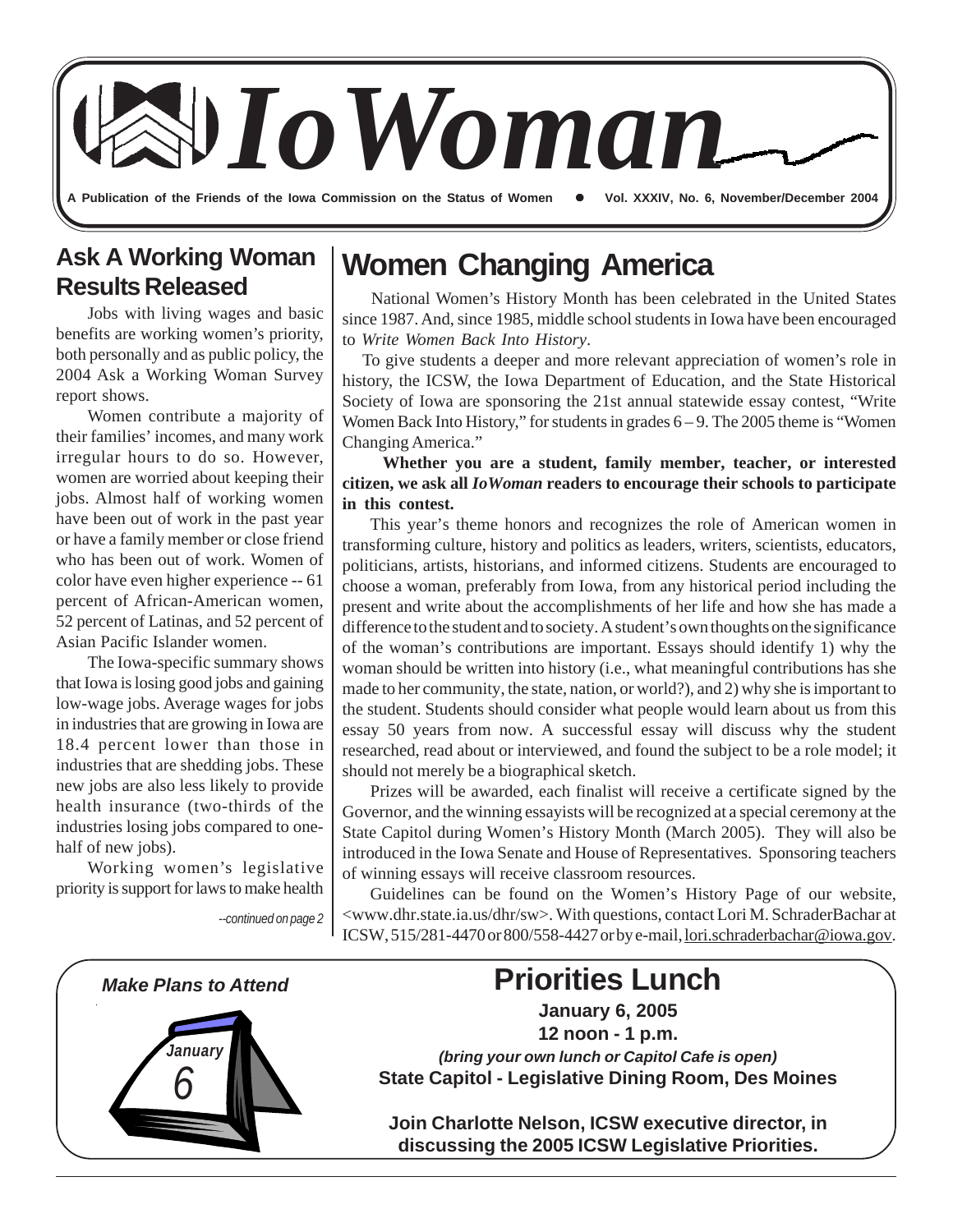# IoWoman

A Publication of the Friends of the Iowa Commission on the Status of Women ● Vol. XXXIV, No. 6, November/December 2004

## Ask A Working Woman Results Released

Jobs with living wages and basic benefits are working women's priority, both personally and as public policy, the 2004 Ask a Working Woman Survey report shows.

Women contribute a majority of their families' incomes, and many work irregular hours to do so. However, women are worried about keeping their jobs. Almost half of working women have been out of work in the past year or have a family member or close friend who has been out of work. Women of color have even higher experience -- 61 percent of African-American women, 52 percent of Latinas, and 52 percent of Asian Pacific Islander women.

The Iowa-specific summary shows that Iowa is losing good jobs and gaining low-wage jobs. Average wages for jobs in industries that are growing in Iowa are 18.4 percent lower than those in industries that are shedding jobs. These new jobs are also less likely to provide health insurance (two-thirds of the industries losing jobs compared to one-half of new jobs).

Working women's legislative priority is support for laws to make health

*--continued on page 2*

## Women Changing America

National Women's History Month has been celebrated in the United States since 1987. And, since 1985, middle school students in Iowa have been encouraged to *Write Women Back Into History*.

To give students a deeper and more relevant appreciation of women's role in history, the ICSW, the Iowa Department of Education, and the State Historical Society of Iowa are sponsoring the 21st annual statewide essay contest, "Write Women Back Into History," for students in grades 6 – 9. The 2005 theme is "Women Changing America."

**Whether you are a student, family member, teacher, or interested citizen, we ask all *IoWoman* readers to encourage their schools to participate in this contest.**

This year's theme honors and recognizes the role of American women in transforming culture, history and politics as leaders, writers, scientists, educators, politicians, artists, historians, and informed citizens. Students are encouraged to choose a woman, preferably from Iowa, from any historical period including the present and write about the accomplishments of her life and how she has made a difference to the student and to society. A student's own thoughts on the significance of the woman's contributions are important. Essays should identify 1) why the woman should be written into history (i.e., what meaningful contributions has she made to her community, the state, nation, or world?), and 2) why she is important to the student. Students should consider what people would learn about us from this essay 50 years from now. A successful essay will discuss why the student researched, read about or interviewed, and found the subject to be a role model; it should not merely be a biographical sketch.

Prizes will be awarded, each finalist will receive a certificate signed by the Governor, and the winning essayists will be recognized at a special ceremony at the State Capitol during Women's History Month (March 2005). They will also be introduced in the Iowa Senate and House of Representatives. Sponsoring teachers of winning essays will receive classroom resources.

Guidelines can be found on the Women's History Page of our website, <www.dhr.state.ia.us/dhr/sw>. With questions, contact Lori M. SchraderBachar at ICSW, 515/281-4470 or 800/558-4427 or by e-mail, lori.schraderbachar@iowa.gov.

***Make Plans to Attend***

January 6

## Priorities Lunch

**January 6, 2005**

**12 noon - 1 p.m.**

***(bring your own lunch or Capitol Cafe is open)***

**State Capitol - Legislative Dining Room, Des Moines**

**Join Charlotte Nelson, ICSW executive director, in discussing the 2005 ICSW Legislative Priorities.**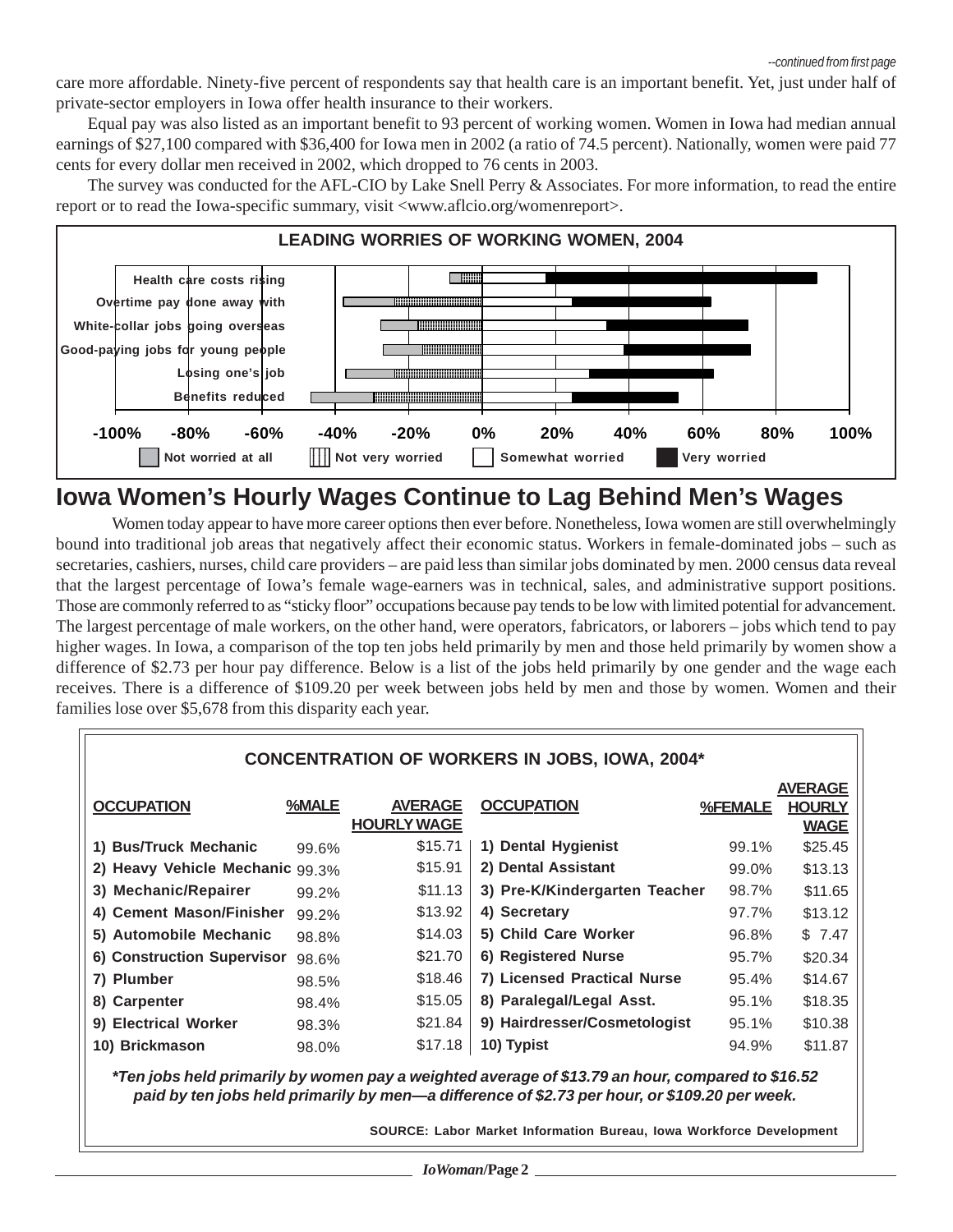*--continued from first page*

care more affordable. Ninety-five percent of respondents say that health care is an important benefit. Yet, just under half of private-sector employers in Iowa offer health insurance to their workers.

Equal pay was also listed as an important benefit to 93 percent of working women. Women in Iowa had median annual earnings of $27,100 compared with $36,400 for Iowa men in 2002 (a ratio of 74.5 percent). Nationally, women were paid 77 cents for every dollar men received in 2002, which dropped to 76 cents in 2003.

The survey was conducted for the AFL-CIO by Lake Snell Perry & Associates. For more information, to read the entire report or to read the Iowa-specific summary, visit <www.aflcio.org/womenreport>.

**LEADING WORRIES OF WORKING WOMEN, 2004**

Categories: Health care costs rising; Overtime pay done away with; White-collar jobs going overseas; Good-paying jobs for young people; Losing one's job; Benefits reduced

Axis: -100% -80% -60% -40% -20% 0% 20% 40% 60% 80% 100%

Legend: Not worried at all; Not very worried; Somewhat worried; Very worried

# Iowa Women's Hourly Wages Continue to Lag Behind Men's Wages

Women today appear to have more career options then ever before. Nonetheless, Iowa women are still overwhelmingly bound into traditional job areas that negatively affect their economic status. Workers in female-dominated jobs – such as secretaries, cashiers, nurses, child care providers – are paid less than similar jobs dominated by men. 2000 census data reveal that the largest percentage of Iowa's female wage-earners was in technical, sales, and administrative support positions. Those are commonly referred to as "sticky floor" occupations because pay tends to be low with limited potential for advancement. The largest percentage of male workers, on the other hand, were operators, fabricators, or laborers – jobs which tend to pay higher wages. In Iowa, a comparison of the top ten jobs held primarily by men and those held primarily by women show a difference of $2.73 per hour pay difference. Below is a list of the jobs held primarily by one gender and the wage each receives. There is a difference of $109.20 per week between jobs held by men and those by women. Women and their families lose over $5,678 from this disparity each year.

**CONCENTRATION OF WORKERS IN JOBS, IOWA, 2004***

| OCCUPATION | %MALE | AVERAGE HOURLY WAGE | OCCUPATION | %FEMALE | AVERAGE HOURLY WAGE |
|---|---|---|---|---|---|
| 1) Bus/Truck Mechanic | 99.6% | $15.71 | 1) Dental Hygienist | 99.1% | $25.45 |
| 2) Heavy Vehicle Mechanic | 99.3% | $15.91 | 2) Dental Assistant | 99.0% | $13.13 |
| 3) Mechanic/Repairer | 99.2% | $11.13 | 3) Pre-K/Kindergarten Teacher | 98.7% | $11.65 |
| 4) Cement Mason/Finisher | 99.2% | $13.92 | 4) Secretary | 97.7% | $13.12 |
| 5) Automobile Mechanic | 98.8% | $14.03 | 5) Child Care Worker | 96.8% | $ 7.47 |
| 6) Construction Supervisor | 98.6% | $21.70 | 6) Registered Nurse | 95.7% | $20.34 |
| 7) Plumber | 98.5% | $18.46 | 7) Licensed Practical Nurse | 95.4% | $14.67 |
| 8) Carpenter | 98.4% | $15.05 | 8) Paralegal/Legal Asst. | 95.1% | $18.35 |
| 9) Electrical Worker | 98.3% | $21.84 | 9) Hairdresser/Cosmetologist | 95.1% | $10.38 |
| 10) Brickmason | 98.0% | $17.18 | 10) Typist | 94.9% | $11.87 |

***Ten jobs held primarily by women pay a weighted average of $13.79 an hour, compared to $16.52 paid by ten jobs held primarily by men—a difference of $2.73 per hour, or $109.20 per week.***

SOURCE: Labor Market Information Bureau, Iowa Workforce Development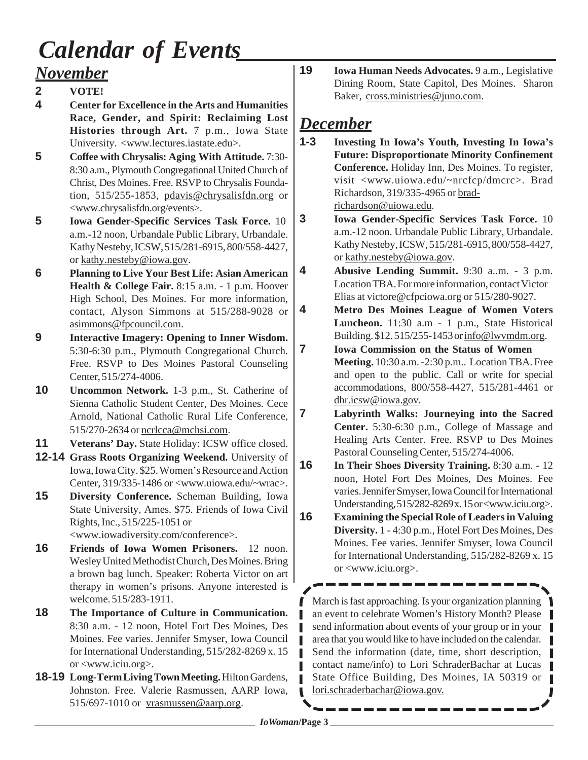# Calendar of Events

## November

**2** **VOTE!**

**4** **Center for Excellence in the Arts and Humanities Race, Gender, and Spirit: Reclaiming Lost Histories through Art.** 7 p.m., Iowa State University. <www.lectures.iastate.edu>.

**5** **Coffee with Chrysalis: Aging With Attitude.** 7:30-8:30 a.m., Plymouth Congregational United Church of Christ, Des Moines. Free. RSVP to Chrysalis Foundation, 515/255-1853, pdavis@chrysalisfdn.org or <www.chrysalisfdn.org/events>.

**5** **Iowa Gender-Specific Services Task Force.** 10 a.m.-12 noon, Urbandale Public Library, Urbandale. Kathy Nesteby, ICSW, 515/281-6915, 800/558-4427, or kathy.nesteby@iowa.gov.

**6** **Planning to Live Your Best Life: Asian American Health & College Fair.** 8:15 a.m. - 1 p.m. Hoover High School, Des Moines. For more information, contact, Alyson Simmons at 515/288-9028 or asimmons@fpcouncil.com.

**9** **Interactive Imagery: Opening to Inner Wisdom.** 5:30-6:30 p.m., Plymouth Congregational Church. Free. RSVP to Des Moines Pastoral Counseling Center, 515/274-4006.

**10** **Uncommon Network.** 1-3 p.m., St. Catherine of Sienna Catholic Student Center, Des Moines. Cece Arnold, National Catholic Rural Life Conference, 515/270-2634 or ncrlcca@mchsi.com.

**11** **Veterans' Day.** State Holiday: ICSW office closed.

**12-14** **Grass Roots Organizing Weekend.** University of Iowa, Iowa City. $25. Women's Resource and Action Center, 319/335-1486 or <www.uiowa.edu/~wrac>.

**15** **Diversity Conference.** Scheman Building, Iowa State University, Ames. $75. Friends of Iowa Civil Rights, Inc., 515/225-1051 or <www.iowadiversity.com/conference>.

**16** **Friends of Iowa Women Prisoners.** 12 noon. Wesley United Methodist Church, Des Moines. Bring a brown bag lunch. Speaker: Roberta Victor on art therapy in women's prisons. Anyone interested is welcome. 515/283-1911.

**18** **The Importance of Culture in Communication.** 8:30 a.m. - 12 noon, Hotel Fort Des Moines, Des Moines. Fee varies. Jennifer Smyser, Iowa Council for International Understanding, 515/282-8269 x. 15 or <www.iciu.org>.

**18-19** **Long-Term Living Town Meeting.** Hilton Gardens, Johnston. Free. Valerie Rasmussen, AARP Iowa, 515/697-1010 or vrasmussen@aarp.org.

**19** **Iowa Human Needs Advocates.** 9 a.m., Legislative Dining Room, State Capitol, Des Moines. Sharon Baker, cross.ministries@juno.com.

## December

**1-3** **Investing In Iowa's Youth, Investing In Iowa's Future: Disproportionate Minority Confinement Conference.** Holiday Inn, Des Moines. To register, visit <www.uiowa.edu/~nrcfcp/dmcrc>. Brad Richardson, 319/335-4965 or brad-richardson@uiowa.edu.

**3** **Iowa Gender-Specific Services Task Force.** 10 a.m.-12 noon. Urbandale Public Library, Urbandale. Kathy Nesteby, ICSW, 515/281-6915, 800/558-4427, or kathy.nesteby@iowa.gov.

**4** **Abusive Lending Summit.** 9:30 a..m. - 3 p.m. Location TBA. For more information, contact Victor Elias at victore@cfpciowa.org or 515/280-9027.

**4** **Metro Des Moines League of Women Voters Luncheon.** 11:30 a.m - 1 p.m., State Historical Building. $12. 515/255-1453 or info@lwvmdm.org.

**7** **Iowa Commission on the Status of Women Meeting.** 10:30 a.m. -2:30 p.m.. Location TBA. Free and open to the public. Call or write for special accommodations, 800/558-4427, 515/281-4461 or dhr.icsw@iowa.gov.

**7** **Labyrinth Walks: Journeying into the Sacred Center.** 5:30-6:30 p.m., College of Massage and Healing Arts Center. Free. RSVP to Des Moines Pastoral Counseling Center, 515/274-4006.

**16** **In Their Shoes Diversity Training.** 8:30 a.m. - 12 noon, Hotel Fort Des Moines, Des Moines. Fee varies. Jennifer Smyser, Iowa Council for International Understanding, 515/282-8269 x. 15 or <www.iciu.org>.

**16** **Examining the Special Role of Leaders in Valuing Diversity.** 1 - 4:30 p.m., Hotel Fort Des Moines, Des Moines. Fee varies. Jennifer Smyser, Iowa Council for International Understanding, 515/282-8269 x. 15 or <www.iciu.org>.

---

March is fast approaching. Is your organization planning an event to celebrate Women's History Month? Please send information about events of your group or in your area that you would like to have included on the calendar. Send the information (date, time, short description, contact name/info) to Lori SchraderBachar at Lucas State Office Building, Des Moines, IA 50319 or lori.schraderbachar@iowa.gov.

---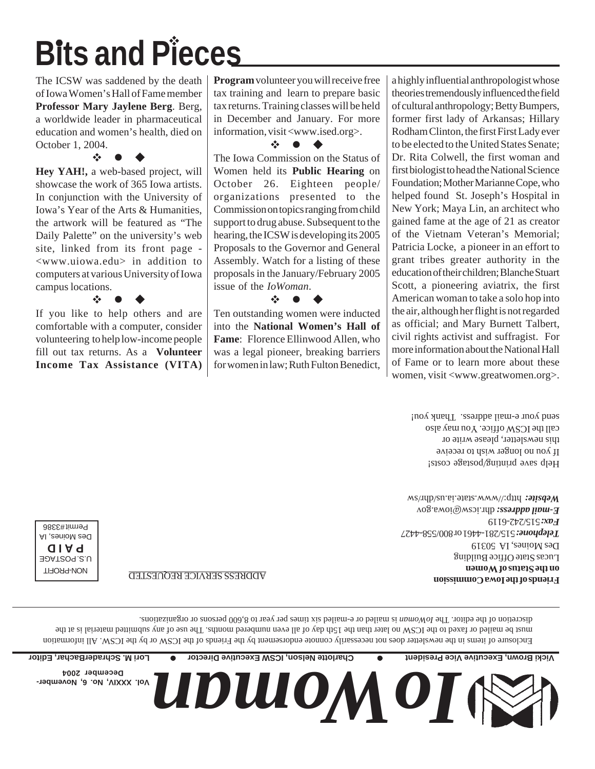# Bits and Pieces

The ICSW was saddened by the death of Iowa Women's Hall of Fame member **Professor Mary Jaylene Berg**. Berg, a worldwide leader in pharmaceutical education and women's health, died on October 1, 2004.

❖ ● ◆

**Hey YAH!,** a web-based project, will showcase the work of 365 Iowa artists. In conjunction with the University of Iowa's Year of the Arts & Humanities, the artwork will be featured as "The Daily Palette" on the university's web site, linked from its front page - <www.uiowa.edu> in addition to computers at various University of Iowa campus locations.

❖ ● ◆

If you like to help others and are comfortable with a computer, consider volunteering to help low-income people fill out tax returns. As a **Volunteer Income Tax Assistance (VITA) Program** volunteer you will receive free tax training and learn to prepare basic tax returns. Training classes will be held in December and January. For more information, visit <www.ised.org>.

❖ ● ◆

The Iowa Commission on the Status of Women held its **Public Hearing** on October 26. Eighteen people/organizations presented to the Commission on topics ranging from child support to drug abuse. Subsequent to the hearing, the ICSW is developing its 2005 Proposals to the Governor and General Assembly. Watch for a listing of these proposals in the January/February 2005 issue of the *IoWoman*.

❖ ● ◆

Ten outstanding women were inducted into the **National Women's Hall of Fame**: Florence Ellinwood Allen, who was a legal pioneer, breaking barriers for women in law; Ruth Fulton Benedict, a highly influential anthropologist whose theories tremendously influenced the field of cultural anthropology; Betty Bumpers, former first lady of Arkansas; Hillary Rodham Clinton, the first First Lady ever to be elected to the United States Senate; Dr. Rita Colwell, the first woman and first biologist to head the National Science Foundation; Mother Marianne Cope, who helped found St. Joseph's Hospital in New York; Maya Lin, an architect who gained fame at the age of 21 as creator of the Vietnam Veteran's Memorial; Patricia Locke, a pioneer in an effort to grant tribes greater authority in the education of their children; Blanche Stuart Scott, a pioneering aviatrix, the first American woman to take a solo hop into the air, although her flight is not regarded as official; and Mary Burnett Talbert, civil rights activist and suffragist. For more information about the National Hall of Fame or to learn more about these women, visit <www.greatwomen.org>.

---

Help save printing/postage costs!
If you no longer wish to receive this newsletter, please write or call the ICSW office. You may also send your e-mail address. Thank you!

**Friends of the Iowa Commission on the Status of Women**
Lucas State Office Building
Des Moines, IA 50319
***Telephone:*** 515/281-4461 or 800/558-4427
***Fax:*** 515/242-6119
***E-mail address:*** dhr.icsw@iowa.gov
***Website:*** http://www.state.ia.us/dhr/sw

ADDRESS SERVICE REQUESTED

NON-PROFIT
U.S. POSTAGE
PAID
Des Moines, IA
Permit #3386

Enclosure of items in the newsletter does not necessarily connote endorsement by the Friends of the ICSW or by the ICSW. All information must be mailed or faxed to the ICSW no later than the 15th day of all even numbered months. The use of any submitted material is at the discretion of the editor. The *IoWoman* is mailed or e-mailed six times per year to 8,600 persons or organizations.

**Vicki Brown, Executive Vice President** ● **Charlotte Nelson, ICSW Executive Director** ● **Lori M. SchraderBachar, Editor**

# *IoWoman*

**Vol. XXXIV, No. 6, November-December 2004**